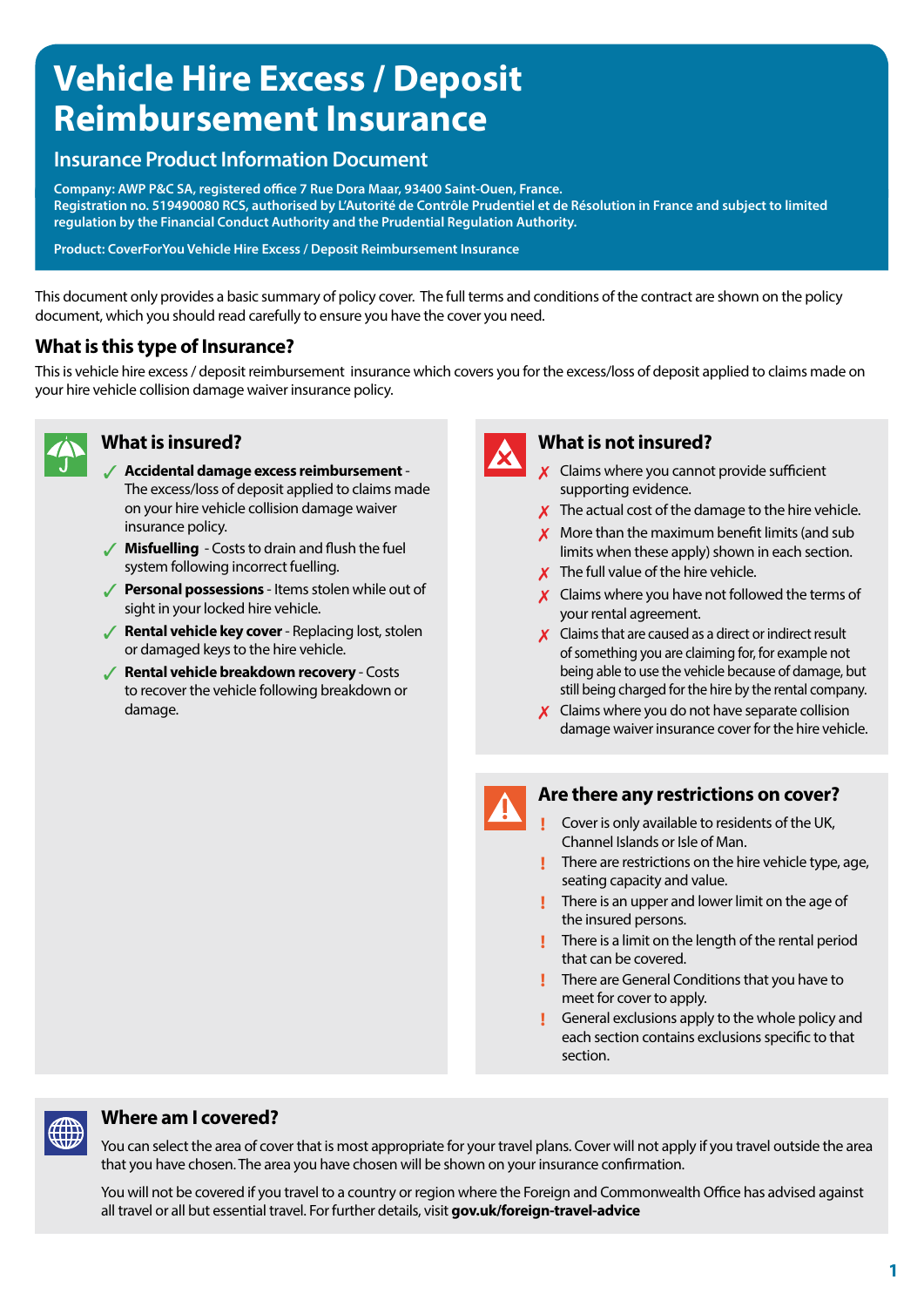# Vehicle Hire Excess / Deposit Reimbursement Insurance

## Insurance Product Information Document

**Company: AWP P&C SA, registered office 7 Rue Dora Maar, 93400 Saint-Ouen, France.**
**Registration no. 519490080 RCS, authorised by L'Autorité de Contrôle Prudentiel et de Résolution in France and subject to limited regulation by the Financial Conduct Authority and the Prudential Regulation Authority.**

**Product: CoverForYou Vehicle Hire Excess / Deposit Reimbursement Insurance**

This document only provides a basic summary of policy cover. The full terms and conditions of the contract are shown on the policy document, which you should read carefully to ensure you have the cover you need.

## What is this type of Insurance?

This is vehicle hire excess / deposit reimbursement insurance which covers you for the excess/loss of deposit applied to claims made on your hire vehicle collision damage waiver insurance policy.

## What is insured?

- ✓ **Accidental damage excess reimbursement** - The excess/loss of deposit applied to claims made on your hire vehicle collision damage waiver insurance policy.
- ✓ **Misfuelling** - Costs to drain and flush the fuel system following incorrect fuelling.
- ✓ **Personal possessions** - Items stolen while out of sight in your locked hire vehicle.
- ✓ **Rental vehicle key cover** - Replacing lost, stolen or damaged keys to the hire vehicle.
- ✓ **Rental vehicle breakdown recovery** - Costs to recover the vehicle following breakdown or damage.

## What is not insured?

- ✗ Claims where you cannot provide sufficient supporting evidence.
- ✗ The actual cost of the damage to the hire vehicle.
- ✗ More than the maximum benefit limits (and sub limits when these apply) shown in each section.
- ✗ The full value of the hire vehicle.
- ✗ Claims where you have not followed the terms of your rental agreement.
- ✗ Claims that are caused as a direct or indirect result of something you are claiming for, for example not being able to use the vehicle because of damage, but still being charged for the hire by the rental company.
- ✗ Claims where you do not have separate collision damage waiver insurance cover for the hire vehicle.

## Are there any restrictions on cover?

- ! Cover is only available to residents of the UK, Channel Islands or Isle of Man.
- ! There are restrictions on the hire vehicle type, age, seating capacity and value.
- ! There is an upper and lower limit on the age of the insured persons.
- ! There is a limit on the length of the rental period that can be covered.
- ! There are General Conditions that you have to meet for cover to apply.
- ! General exclusions apply to the whole policy and each section contains exclusions specific to that section.

## Where am I covered?

You can select the area of cover that is most appropriate for your travel plans. Cover will not apply if you travel outside the area that you have chosen. The area you have chosen will be shown on your insurance confirmation.

You will not be covered if you travel to a country or region where the Foreign and Commonwealth Office has advised against all travel or all but essential travel. For further details, visit **gov.uk/foreign-travel-advice**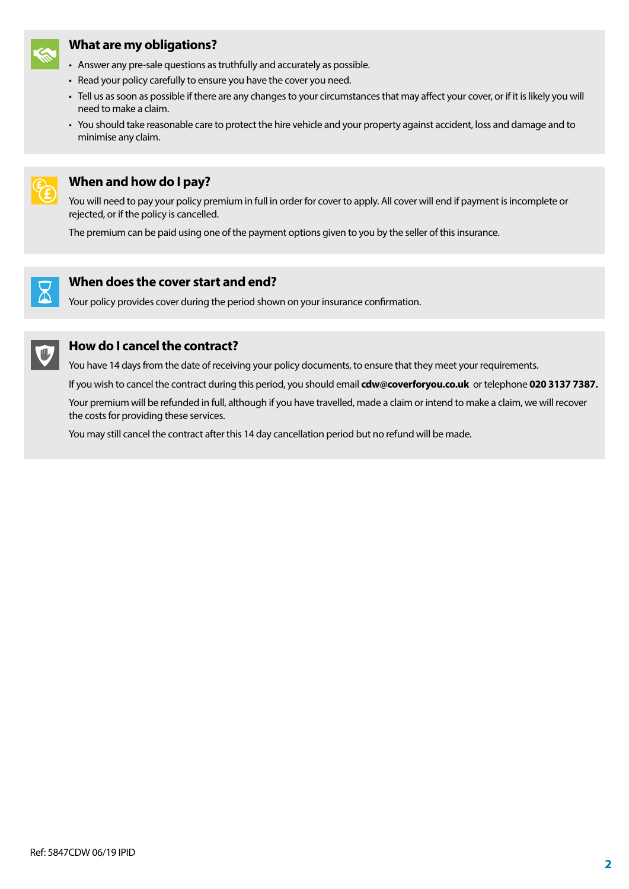## What are my obligations?

- Answer any pre-sale questions as truthfully and accurately as possible.
- Read your policy carefully to ensure you have the cover you need.
- Tell us as soon as possible if there are any changes to your circumstances that may affect your cover, or if it is likely you will need to make a claim.
- You should take reasonable care to protect the hire vehicle and your property against accident, loss and damage and to minimise any claim.

## When and how do I pay?

You will need to pay your policy premium in full in order for cover to apply. All cover will end if payment is incomplete or rejected, or if the policy is cancelled.

The premium can be paid using one of the payment options given to you by the seller of this insurance.

## When does the cover start and end?

Your policy provides cover during the period shown on your insurance confirmation.

## How do I cancel the contract?

You have 14 days from the date of receiving your policy documents, to ensure that they meet your requirements.

If you wish to cancel the contract during this period, you should email **cdw@coverforyou.co.uk** or telephone **020 3137 7387.**

Your premium will be refunded in full, although if you have travelled, made a claim or intend to make a claim, we will recover the costs for providing these services.

You may still cancel the contract after this 14 day cancellation period but no refund will be made.

Ref: 5847CDW 06/19 IPID